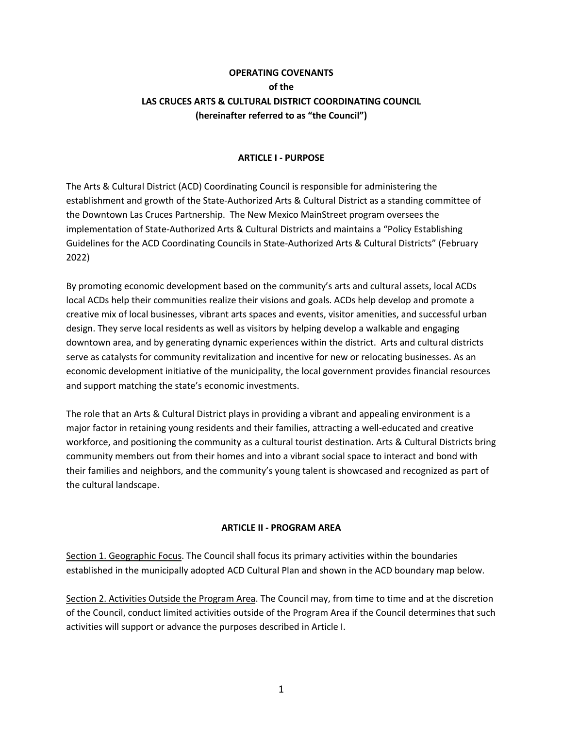**OPERATING COVENANTS**
**of the**
**LAS CRUCES ARTS & CULTURAL DISTRICT COORDINATING COUNCIL**
**(hereinafter referred to as "the Council")**

## ARTICLE I - PURPOSE

The Arts & Cultural District (ACD) Coordinating Council is responsible for administering the establishment and growth of the State-Authorized Arts & Cultural District as a standing committee of the Downtown Las Cruces Partnership. The New Mexico MainStreet program oversees the implementation of State-Authorized Arts & Cultural Districts and maintains a "Policy Establishing Guidelines for the ACD Coordinating Councils in State-Authorized Arts & Cultural Districts" (February 2022)

By promoting economic development based on the community's arts and cultural assets, local ACDs local ACDs help their communities realize their visions and goals. ACDs help develop and promote a creative mix of local businesses, vibrant arts spaces and events, visitor amenities, and successful urban design. They serve local residents as well as visitors by helping develop a walkable and engaging downtown area, and by generating dynamic experiences within the district. Arts and cultural districts serve as catalysts for community revitalization and incentive for new or relocating businesses. As an economic development initiative of the municipality, the local government provides financial resources and support matching the state's economic investments.

The role that an Arts & Cultural District plays in providing a vibrant and appealing environment is a major factor in retaining young residents and their families, attracting a well-educated and creative workforce, and positioning the community as a cultural tourist destination. Arts & Cultural Districts bring community members out from their homes and into a vibrant social space to interact and bond with their families and neighbors, and the community's young talent is showcased and recognized as part of the cultural landscape.

## ARTICLE II - PROGRAM AREA

Section 1. Geographic Focus. The Council shall focus its primary activities within the boundaries established in the municipally adopted ACD Cultural Plan and shown in the ACD boundary map below.

Section 2. Activities Outside the Program Area. The Council may, from time to time and at the discretion of the Council, conduct limited activities outside of the Program Area if the Council determines that such activities will support or advance the purposes described in Article I.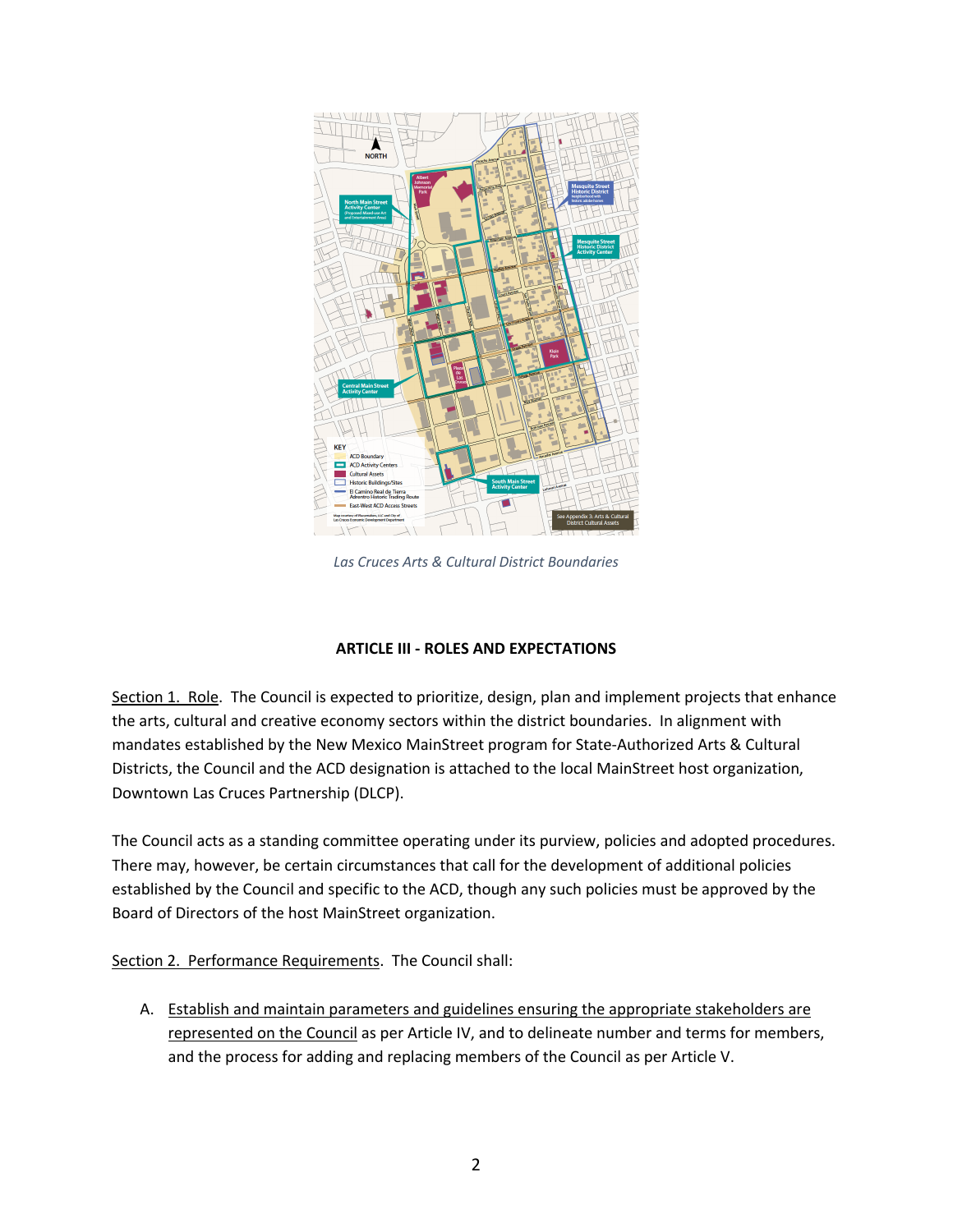*Las Cruces Arts & Cultural District Boundaries*

## ARTICLE III - ROLES AND EXPECTATIONS

<u>Section 1. Role</u>. The Council is expected to prioritize, design, plan and implement projects that enhance the arts, cultural and creative economy sectors within the district boundaries. In alignment with mandates established by the New Mexico MainStreet program for State-Authorized Arts & Cultural Districts, the Council and the ACD designation is attached to the local MainStreet host organization, Downtown Las Cruces Partnership (DLCP).

The Council acts as a standing committee operating under its purview, policies and adopted procedures. There may, however, be certain circumstances that call for the development of additional policies established by the Council and specific to the ACD, though any such policies must be approved by the Board of Directors of the host MainStreet organization.

<u>Section 2. Performance Requirements</u>. The Council shall:

A. <u>Establish and maintain parameters and guidelines ensuring the appropriate stakeholders are represented on the Council</u> as per Article IV, and to delineate number and terms for members, and the process for adding and replacing members of the Council as per Article V.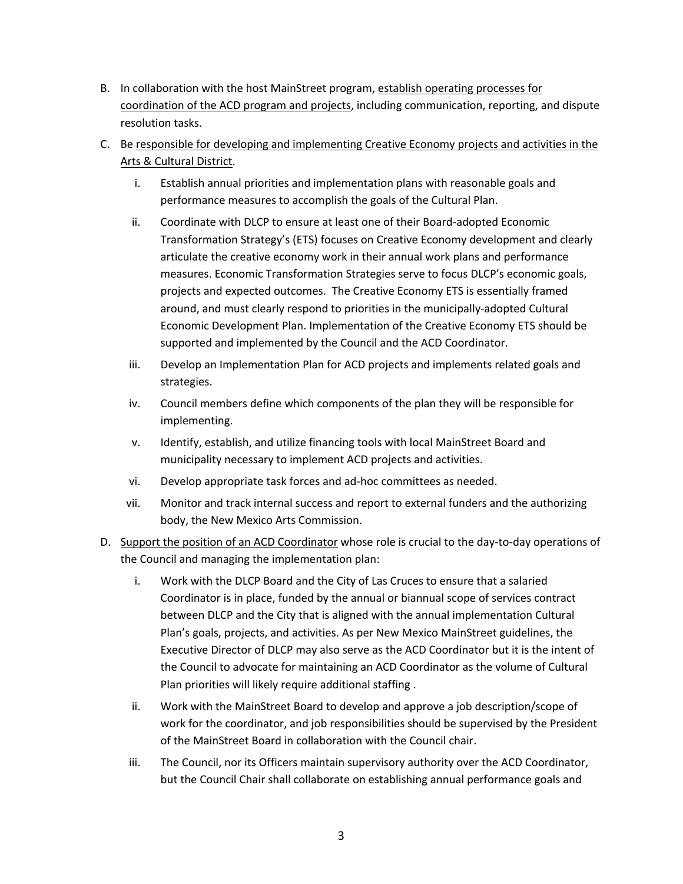B. In collaboration with the host MainStreet program, <u>establish operating processes for coordination of the ACD program and projects</u>, including communication, reporting, and dispute resolution tasks.

C. Be <u>responsible for developing and implementing Creative Economy projects and activities in the Arts & Cultural District</u>.

   i. Establish annual priorities and implementation plans with reasonable goals and performance measures to accomplish the goals of the Cultural Plan.

   ii. Coordinate with DLCP to ensure at least one of their Board-adopted Economic Transformation Strategy's (ETS) focuses on Creative Economy development and clearly articulate the creative economy work in their annual work plans and performance measures. Economic Transformation Strategies serve to focus DLCP's economic goals, projects and expected outcomes. The Creative Economy ETS is essentially framed around, and must clearly respond to priorities in the municipally-adopted Cultural Economic Development Plan. Implementation of the Creative Economy ETS should be supported and implemented by the Council and the ACD Coordinator.

   iii. Develop an Implementation Plan for ACD projects and implements related goals and strategies.

   iv. Council members define which components of the plan they will be responsible for implementing.

   v. Identify, establish, and utilize financing tools with local MainStreet Board and municipality necessary to implement ACD projects and activities.

   vi. Develop appropriate task forces and ad-hoc committees as needed.

   vii. Monitor and track internal success and report to external funders and the authorizing body, the New Mexico Arts Commission.

D. <u>Support the position of an ACD Coordinator</u> whose role is crucial to the day-to-day operations of the Council and managing the implementation plan:

   i. Work with the DLCP Board and the City of Las Cruces to ensure that a salaried Coordinator is in place, funded by the annual or biannual scope of services contract between DLCP and the City that is aligned with the annual implementation Cultural Plan's goals, projects, and activities. As per New Mexico MainStreet guidelines, the Executive Director of DLCP may also serve as the ACD Coordinator but it is the intent of the Council to advocate for maintaining an ACD Coordinator as the volume of Cultural Plan priorities will likely require additional staffing .

   ii. Work with the MainStreet Board to develop and approve a job description/scope of work for the coordinator, and job responsibilities should be supervised by the President of the MainStreet Board in collaboration with the Council chair.

   iii. The Council, nor its Officers maintain supervisory authority over the ACD Coordinator, but the Council Chair shall collaborate on establishing annual performance goals and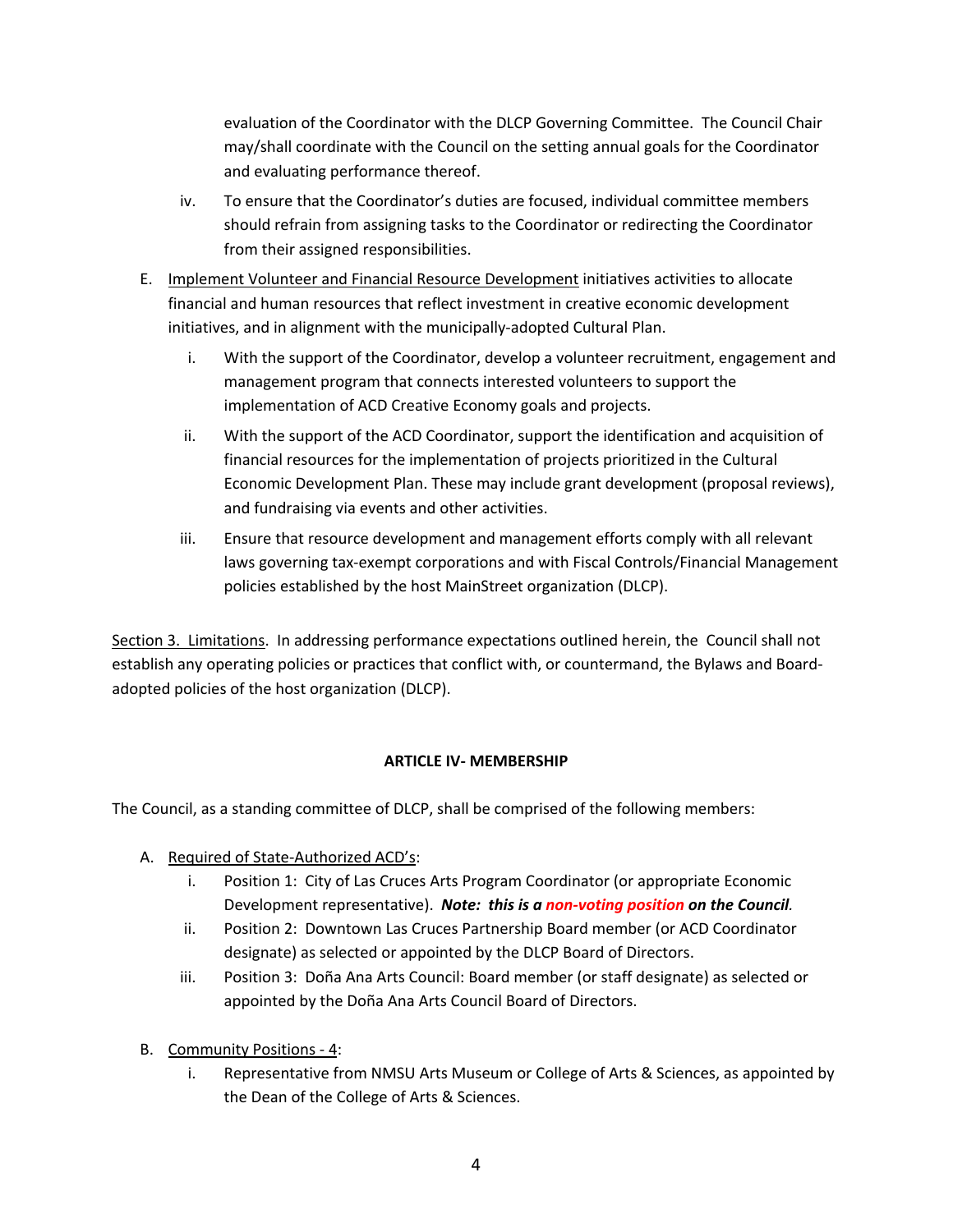evaluation of the Coordinator with the DLCP Governing Committee. The Council Chair may/shall coordinate with the Council on the setting annual goals for the Coordinator and evaluating performance thereof.

iv. To ensure that the Coordinator's duties are focused, individual committee members should refrain from assigning tasks to the Coordinator or redirecting the Coordinator from their assigned responsibilities.

E. <u>Implement Volunteer and Financial Resource Development</u> initiatives activities to allocate financial and human resources that reflect investment in creative economic development initiatives, and in alignment with the municipally-adopted Cultural Plan.

   i. With the support of the Coordinator, develop a volunteer recruitment, engagement and management program that connects interested volunteers to support the implementation of ACD Creative Economy goals and projects.

   ii. With the support of the ACD Coordinator, support the identification and acquisition of financial resources for the implementation of projects prioritized in the Cultural Economic Development Plan. These may include grant development (proposal reviews), and fundraising via events and other activities.

   iii. Ensure that resource development and management efforts comply with all relevant laws governing tax-exempt corporations and with Fiscal Controls/Financial Management policies established by the host MainStreet organization (DLCP).

<u>Section 3. Limitations</u>. In addressing performance expectations outlined herein, the Council shall not establish any operating policies or practices that conflict with, or countermand, the Bylaws and Board-adopted policies of the host organization (DLCP).

**ARTICLE IV- MEMBERSHIP**

The Council, as a standing committee of DLCP, shall be comprised of the following members:

A. <u>Required of State-Authorized ACD's</u>:

   i. Position 1: City of Las Cruces Arts Program Coordinator (or appropriate Economic Development representative). ***Note: this is a non-voting position on the Council.***

   ii. Position 2: Downtown Las Cruces Partnership Board member (or ACD Coordinator designate) as selected or appointed by the DLCP Board of Directors.

   iii. Position 3: Doña Ana Arts Council: Board member (or staff designate) as selected or appointed by the Doña Ana Arts Council Board of Directors.

B. <u>Community Positions - 4</u>:

   i. Representative from NMSU Arts Museum or College of Arts & Sciences, as appointed by the Dean of the College of Arts & Sciences.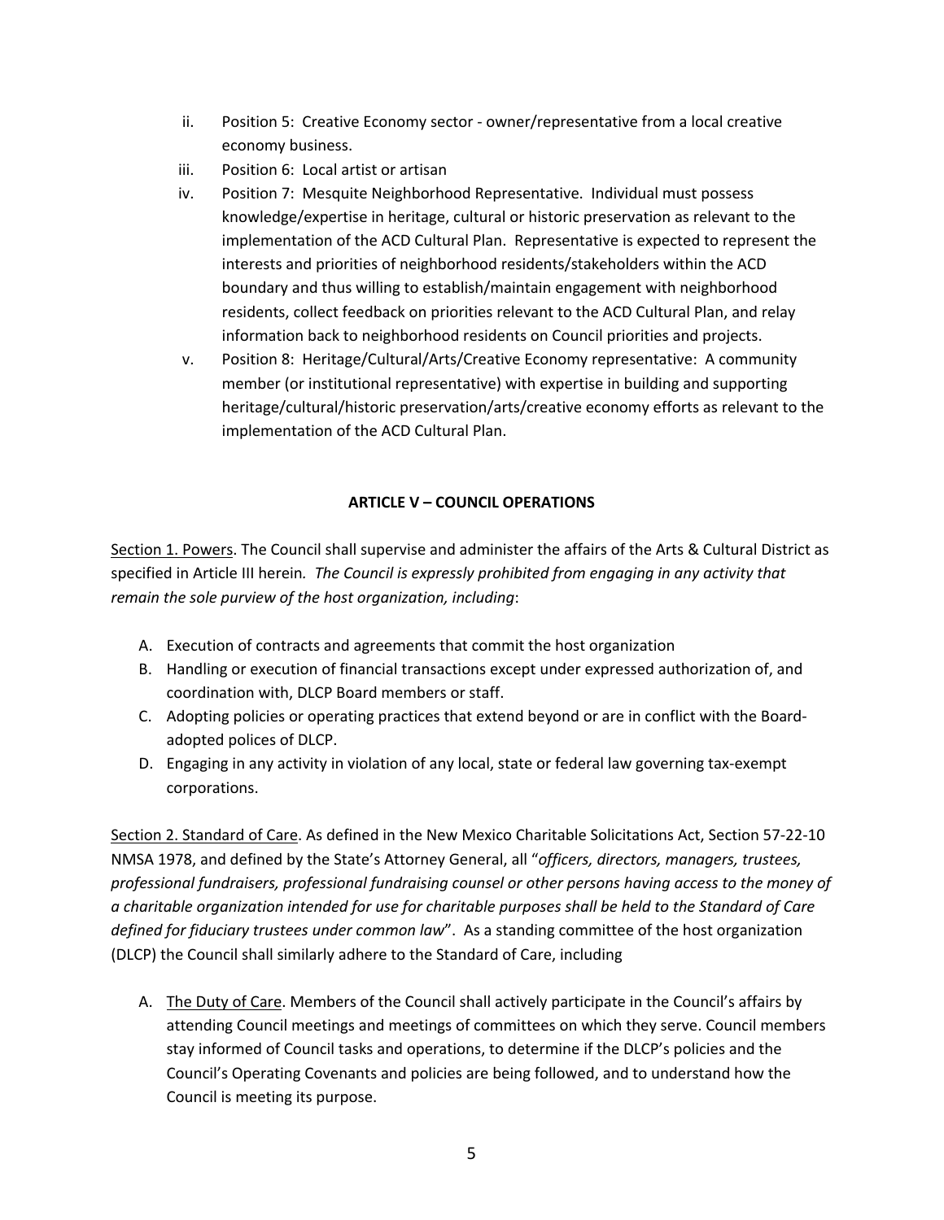ii. Position 5: Creative Economy sector - owner/representative from a local creative economy business.

iii. Position 6: Local artist or artisan

iv. Position 7: Mesquite Neighborhood Representative. Individual must possess knowledge/expertise in heritage, cultural or historic preservation as relevant to the implementation of the ACD Cultural Plan. Representative is expected to represent the interests and priorities of neighborhood residents/stakeholders within the ACD boundary and thus willing to establish/maintain engagement with neighborhood residents, collect feedback on priorities relevant to the ACD Cultural Plan, and relay information back to neighborhood residents on Council priorities and projects.

v. Position 8: Heritage/Cultural/Arts/Creative Economy representative: A community member (or institutional representative) with expertise in building and supporting heritage/cultural/historic preservation/arts/creative economy efforts as relevant to the implementation of the ACD Cultural Plan.

## ARTICLE V – COUNCIL OPERATIONS

Section 1. Powers. The Council shall supervise and administer the affairs of the Arts & Cultural District as specified in Article III herein*. The Council is expressly prohibited from engaging in any activity that remain the sole purview of the host organization, including*:

A. Execution of contracts and agreements that commit the host organization
B. Handling or execution of financial transactions except under expressed authorization of, and coordination with, DLCP Board members or staff.
C. Adopting policies or operating practices that extend beyond or are in conflict with the Board-adopted polices of DLCP.
D. Engaging in any activity in violation of any local, state or federal law governing tax-exempt corporations.

Section 2. Standard of Care. As defined in the New Mexico Charitable Solicitations Act, Section 57-22-10 NMSA 1978, and defined by the State's Attorney General, all "*officers, directors, managers, trustees, professional fundraisers, professional fundraising counsel or other persons having access to the money of a charitable organization intended for use for charitable purposes shall be held to the Standard of Care defined for fiduciary trustees under common law*". As a standing committee of the host organization (DLCP) the Council shall similarly adhere to the Standard of Care, including

A. The Duty of Care. Members of the Council shall actively participate in the Council's affairs by attending Council meetings and meetings of committees on which they serve. Council members stay informed of Council tasks and operations, to determine if the DLCP's policies and the Council's Operating Covenants and policies are being followed, and to understand how the Council is meeting its purpose.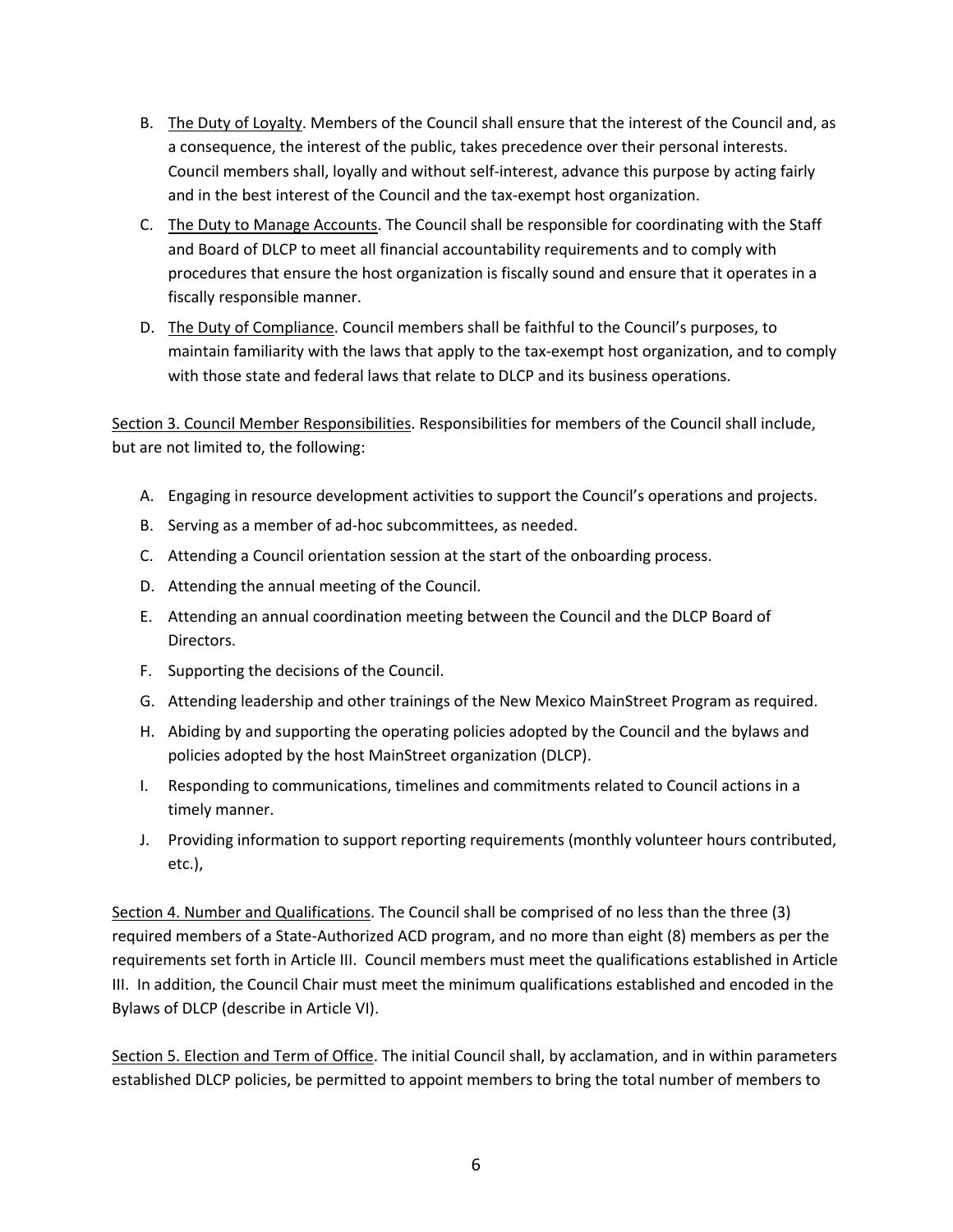B. <u>The Duty of Loyalty</u>. Members of the Council shall ensure that the interest of the Council and, as a consequence, the interest of the public, takes precedence over their personal interests. Council members shall, loyally and without self-interest, advance this purpose by acting fairly and in the best interest of the Council and the tax-exempt host organization.

C. <u>The Duty to Manage Accounts</u>. The Council shall be responsible for coordinating with the Staff and Board of DLCP to meet all financial accountability requirements and to comply with procedures that ensure the host organization is fiscally sound and ensure that it operates in a fiscally responsible manner.

D. <u>The Duty of Compliance</u>. Council members shall be faithful to the Council's purposes, to maintain familiarity with the laws that apply to the tax-exempt host organization, and to comply with those state and federal laws that relate to DLCP and its business operations.

<u>Section 3. Council Member Responsibilities</u>. Responsibilities for members of the Council shall include, but are not limited to, the following:

A. Engaging in resource development activities to support the Council's operations and projects.

B. Serving as a member of ad-hoc subcommittees, as needed.

C. Attending a Council orientation session at the start of the onboarding process.

D. Attending the annual meeting of the Council.

E. Attending an annual coordination meeting between the Council and the DLCP Board of Directors.

F. Supporting the decisions of the Council.

G. Attending leadership and other trainings of the New Mexico MainStreet Program as required.

H. Abiding by and supporting the operating policies adopted by the Council and the bylaws and policies adopted by the host MainStreet organization (DLCP).

I. Responding to communications, timelines and commitments related to Council actions in a timely manner.

J. Providing information to support reporting requirements (monthly volunteer hours contributed, etc.),

<u>Section 4. Number and Qualifications</u>. The Council shall be comprised of no less than the three (3) required members of a State-Authorized ACD program, and no more than eight (8) members as per the requirements set forth in Article III. Council members must meet the qualifications established in Article III. In addition, the Council Chair must meet the minimum qualifications established and encoded in the Bylaws of DLCP (describe in Article VI).

<u>Section 5. Election and Term of Office</u>. The initial Council shall, by acclamation, and in within parameters established DLCP policies, be permitted to appoint members to bring the total number of members to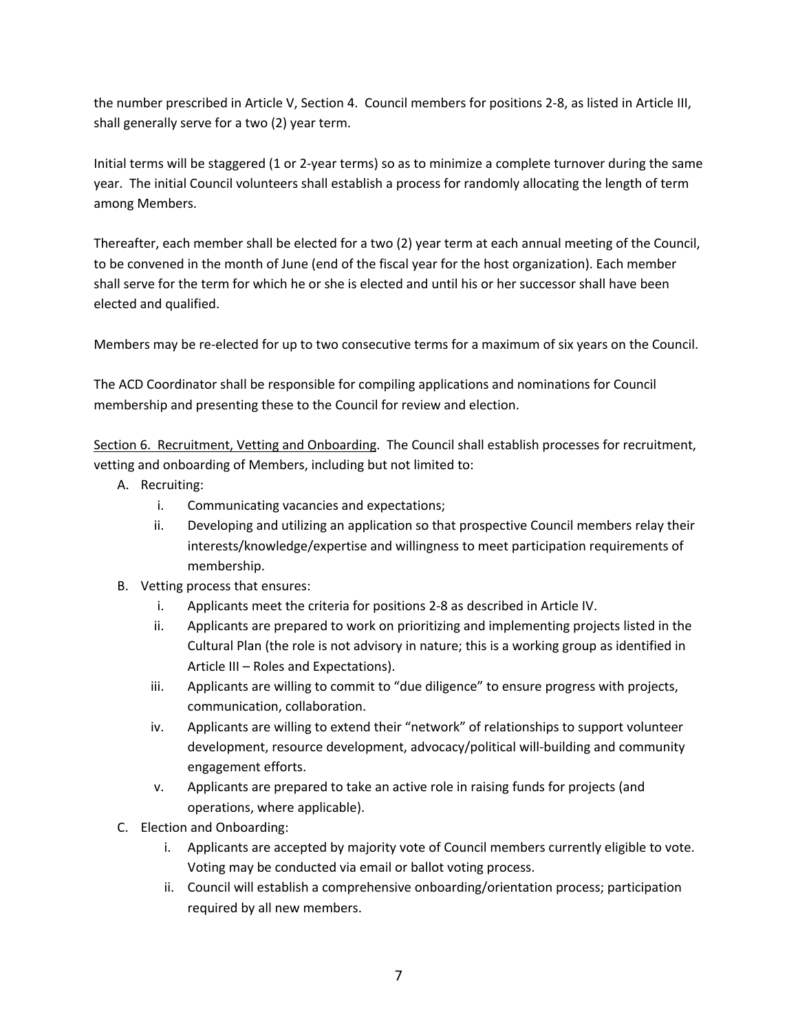the number prescribed in Article V, Section 4. Council members for positions 2-8, as listed in Article III, shall generally serve for a two (2) year term.

Initial terms will be staggered (1 or 2-year terms) so as to minimize a complete turnover during the same year. The initial Council volunteers shall establish a process for randomly allocating the length of term among Members.

Thereafter, each member shall be elected for a two (2) year term at each annual meeting of the Council, to be convened in the month of June (end of the fiscal year for the host organization). Each member shall serve for the term for which he or she is elected and until his or her successor shall have been elected and qualified.

Members may be re-elected for up to two consecutive terms for a maximum of six years on the Council.

The ACD Coordinator shall be responsible for compiling applications and nominations for Council membership and presenting these to the Council for review and election.

<u>Section 6. Recruitment, Vetting and Onboarding</u>. The Council shall establish processes for recruitment, vetting and onboarding of Members, including but not limited to:

A. Recruiting:
   i. Communicating vacancies and expectations;
   ii. Developing and utilizing an application so that prospective Council members relay their interests/knowledge/expertise and willingness to meet participation requirements of membership.
B. Vetting process that ensures:
   i. Applicants meet the criteria for positions 2-8 as described in Article IV.
   ii. Applicants are prepared to work on prioritizing and implementing projects listed in the Cultural Plan (the role is not advisory in nature; this is a working group as identified in Article III – Roles and Expectations).
   iii. Applicants are willing to commit to "due diligence" to ensure progress with projects, communication, collaboration.
   iv. Applicants are willing to extend their "network" of relationships to support volunteer development, resource development, advocacy/political will-building and community engagement efforts.
   v. Applicants are prepared to take an active role in raising funds for projects (and operations, where applicable).
C. Election and Onboarding:
   i. Applicants are accepted by majority vote of Council members currently eligible to vote. Voting may be conducted via email or ballot voting process.
   ii. Council will establish a comprehensive onboarding/orientation process; participation required by all new members.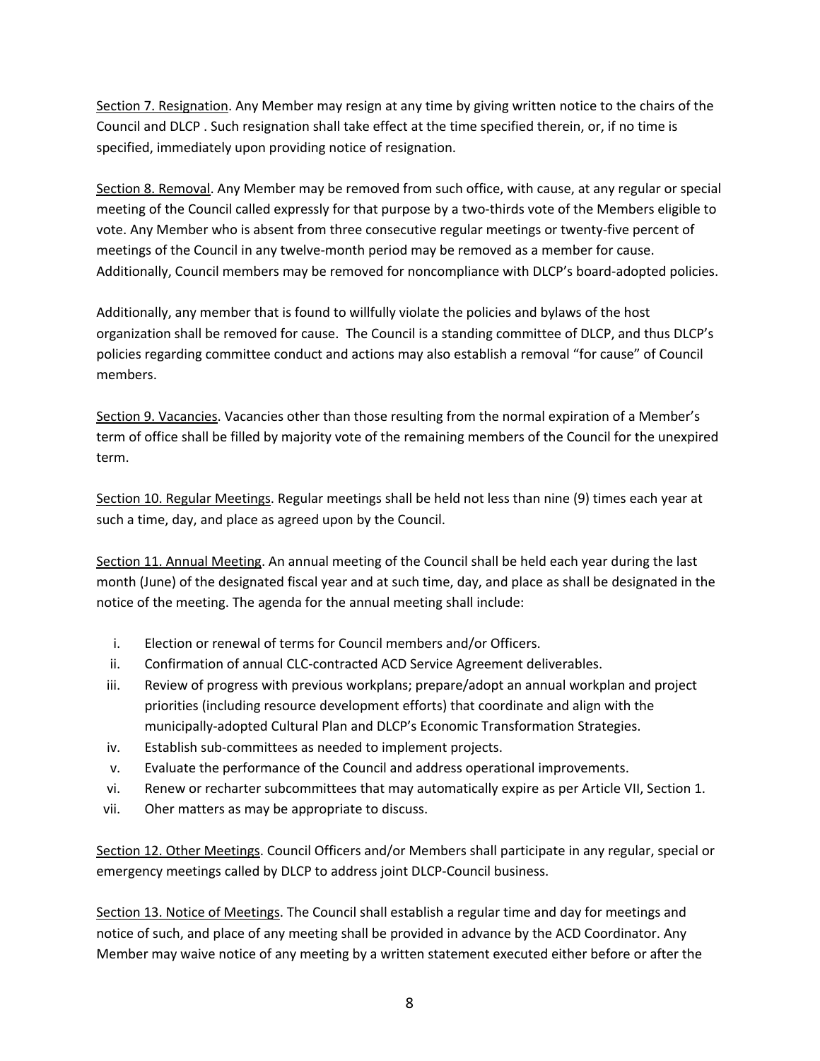<u>Section 7. Resignation</u>. Any Member may resign at any time by giving written notice to the chairs of the Council and DLCP . Such resignation shall take effect at the time specified therein, or, if no time is specified, immediately upon providing notice of resignation.

<u>Section 8. Removal</u>. Any Member may be removed from such office, with cause, at any regular or special meeting of the Council called expressly for that purpose by a two-thirds vote of the Members eligible to vote. Any Member who is absent from three consecutive regular meetings or twenty-five percent of meetings of the Council in any twelve-month period may be removed as a member for cause. Additionally, Council members may be removed for noncompliance with DLCP's board-adopted policies.

Additionally, any member that is found to willfully violate the policies and bylaws of the host organization shall be removed for cause. The Council is a standing committee of DLCP, and thus DLCP's policies regarding committee conduct and actions may also establish a removal "for cause" of Council members.

<u>Section 9. Vacancies</u>. Vacancies other than those resulting from the normal expiration of a Member's term of office shall be filled by majority vote of the remaining members of the Council for the unexpired term.

<u>Section 10. Regular Meetings</u>. Regular meetings shall be held not less than nine (9) times each year at such a time, day, and place as agreed upon by the Council.

<u>Section 11. Annual Meeting</u>. An annual meeting of the Council shall be held each year during the last month (June) of the designated fiscal year and at such time, day, and place as shall be designated in the notice of the meeting. The agenda for the annual meeting shall include:

i. Election or renewal of terms for Council members and/or Officers.
ii. Confirmation of annual CLC-contracted ACD Service Agreement deliverables.
iii. Review of progress with previous workplans; prepare/adopt an annual workplan and project priorities (including resource development efforts) that coordinate and align with the municipally-adopted Cultural Plan and DLCP's Economic Transformation Strategies.
iv. Establish sub-committees as needed to implement projects.
v. Evaluate the performance of the Council and address operational improvements.
vi. Renew or recharter subcommittees that may automatically expire as per Article VII, Section 1.
vii. Oher matters as may be appropriate to discuss.

<u>Section 12. Other Meetings</u>. Council Officers and/or Members shall participate in any regular, special or emergency meetings called by DLCP to address joint DLCP-Council business.

<u>Section 13. Notice of Meetings</u>. The Council shall establish a regular time and day for meetings and notice of such, and place of any meeting shall be provided in advance by the ACD Coordinator. Any Member may waive notice of any meeting by a written statement executed either before or after the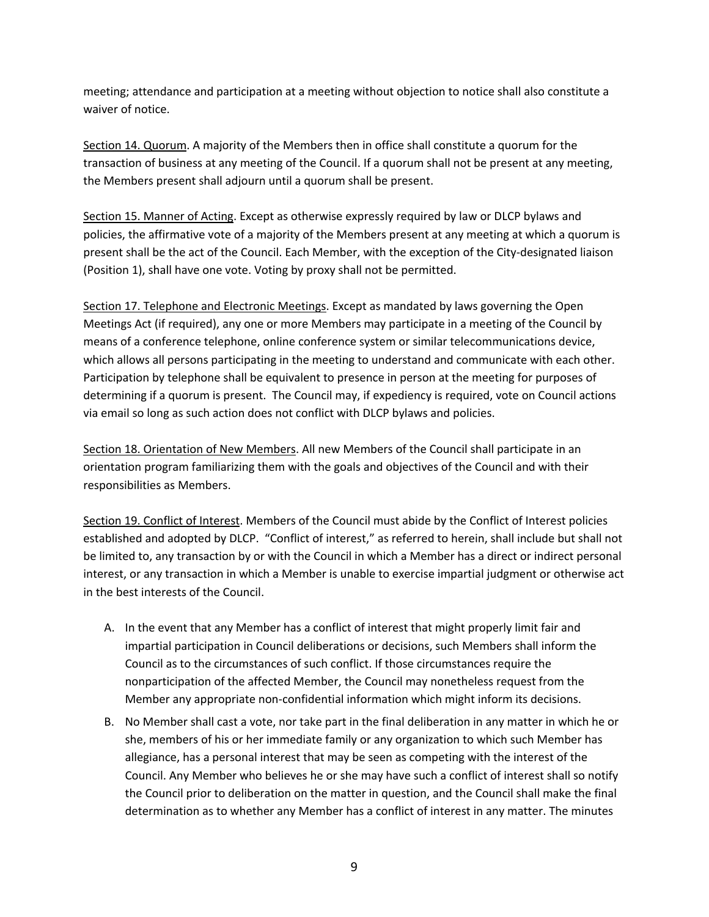meeting; attendance and participation at a meeting without objection to notice shall also constitute a waiver of notice.

Section 14. Quorum. A majority of the Members then in office shall constitute a quorum for the transaction of business at any meeting of the Council. If a quorum shall not be present at any meeting, the Members present shall adjourn until a quorum shall be present.

Section 15. Manner of Acting. Except as otherwise expressly required by law or DLCP bylaws and policies, the affirmative vote of a majority of the Members present at any meeting at which a quorum is present shall be the act of the Council. Each Member, with the exception of the City-designated liaison (Position 1), shall have one vote. Voting by proxy shall not be permitted.

Section 17. Telephone and Electronic Meetings. Except as mandated by laws governing the Open Meetings Act (if required), any one or more Members may participate in a meeting of the Council by means of a conference telephone, online conference system or similar telecommunications device, which allows all persons participating in the meeting to understand and communicate with each other. Participation by telephone shall be equivalent to presence in person at the meeting for purposes of determining if a quorum is present. The Council may, if expediency is required, vote on Council actions via email so long as such action does not conflict with DLCP bylaws and policies.

Section 18. Orientation of New Members. All new Members of the Council shall participate in an orientation program familiarizing them with the goals and objectives of the Council and with their responsibilities as Members.

Section 19. Conflict of Interest. Members of the Council must abide by the Conflict of Interest policies established and adopted by DLCP. "Conflict of interest," as referred to herein, shall include but shall not be limited to, any transaction by or with the Council in which a Member has a direct or indirect personal interest, or any transaction in which a Member is unable to exercise impartial judgment or otherwise act in the best interests of the Council.

A. In the event that any Member has a conflict of interest that might properly limit fair and impartial participation in Council deliberations or decisions, such Members shall inform the Council as to the circumstances of such conflict. If those circumstances require the nonparticipation of the affected Member, the Council may nonetheless request from the Member any appropriate non-confidential information which might inform its decisions.

B. No Member shall cast a vote, nor take part in the final deliberation in any matter in which he or she, members of his or her immediate family or any organization to which such Member has allegiance, has a personal interest that may be seen as competing with the interest of the Council. Any Member who believes he or she may have such a conflict of interest shall so notify the Council prior to deliberation on the matter in question, and the Council shall make the final determination as to whether any Member has a conflict of interest in any matter. The minutes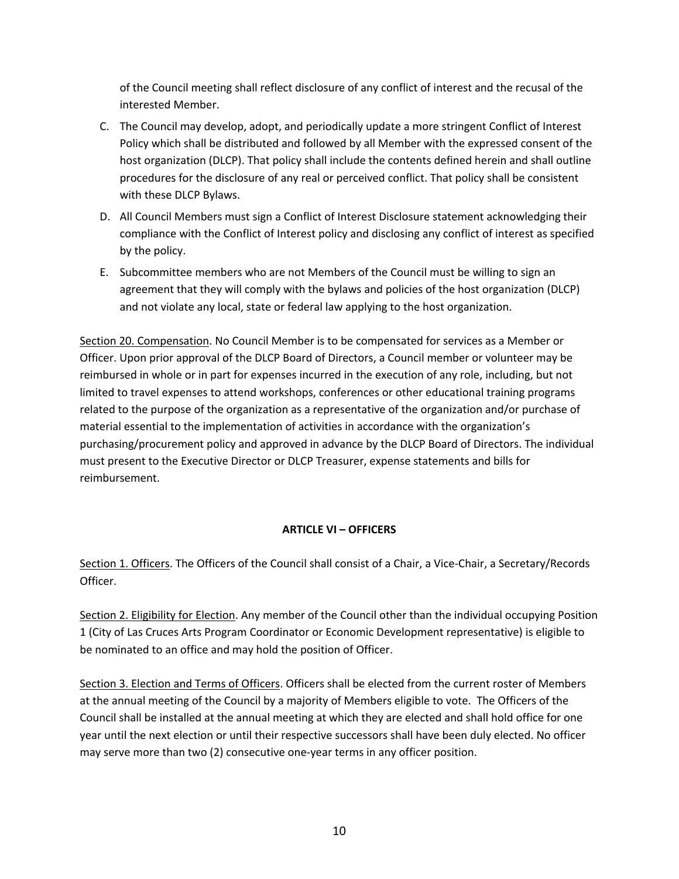of the Council meeting shall reflect disclosure of any conflict of interest and the recusal of the interested Member.

C. The Council may develop, adopt, and periodically update a more stringent Conflict of Interest Policy which shall be distributed and followed by all Member with the expressed consent of the host organization (DLCP). That policy shall include the contents defined herein and shall outline procedures for the disclosure of any real or perceived conflict. That policy shall be consistent with these DLCP Bylaws.

D. All Council Members must sign a Conflict of Interest Disclosure statement acknowledging their compliance with the Conflict of Interest policy and disclosing any conflict of interest as specified by the policy.

E. Subcommittee members who are not Members of the Council must be willing to sign an agreement that they will comply with the bylaws and policies of the host organization (DLCP) and not violate any local, state or federal law applying to the host organization.

Section 20. Compensation. No Council Member is to be compensated for services as a Member or Officer. Upon prior approval of the DLCP Board of Directors, a Council member or volunteer may be reimbursed in whole or in part for expenses incurred in the execution of any role, including, but not limited to travel expenses to attend workshops, conferences or other educational training programs related to the purpose of the organization as a representative of the organization and/or purchase of material essential to the implementation of activities in accordance with the organization's purchasing/procurement policy and approved in advance by the DLCP Board of Directors. The individual must present to the Executive Director or DLCP Treasurer, expense statements and bills for reimbursement.

## ARTICLE VI – OFFICERS

Section 1. Officers. The Officers of the Council shall consist of a Chair, a Vice-Chair, a Secretary/Records Officer.

Section 2. Eligibility for Election. Any member of the Council other than the individual occupying Position 1 (City of Las Cruces Arts Program Coordinator or Economic Development representative) is eligible to be nominated to an office and may hold the position of Officer.

Section 3. Election and Terms of Officers. Officers shall be elected from the current roster of Members at the annual meeting of the Council by a majority of Members eligible to vote. The Officers of the Council shall be installed at the annual meeting at which they are elected and shall hold office for one year until the next election or until their respective successors shall have been duly elected. No officer may serve more than two (2) consecutive one-year terms in any officer position.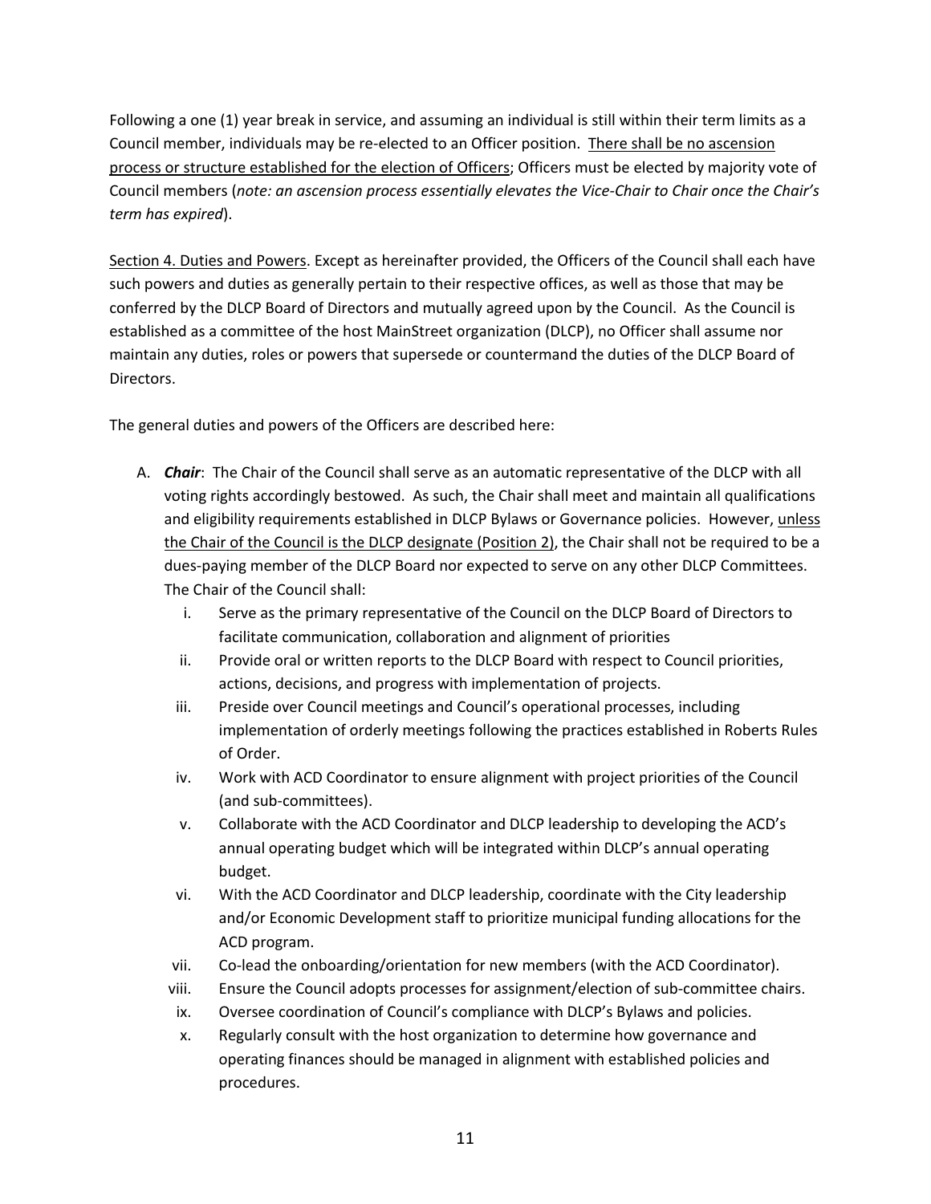Following a one (1) year break in service, and assuming an individual is still within their term limits as a Council member, individuals may be re-elected to an Officer position. <u>There shall be no ascension process or structure established for the election of Officers</u>; Officers must be elected by majority vote of Council members (*note: an ascension process essentially elevates the Vice-Chair to Chair once the Chair's term has expired*).

<u>Section 4. Duties and Powers</u>. Except as hereinafter provided, the Officers of the Council shall each have such powers and duties as generally pertain to their respective offices, as well as those that may be conferred by the DLCP Board of Directors and mutually agreed upon by the Council. As the Council is established as a committee of the host MainStreet organization (DLCP), no Officer shall assume nor maintain any duties, roles or powers that supersede or countermand the duties of the DLCP Board of Directors.

The general duties and powers of the Officers are described here:

A. ***Chair***: The Chair of the Council shall serve as an automatic representative of the DLCP with all voting rights accordingly bestowed. As such, the Chair shall meet and maintain all qualifications and eligibility requirements established in DLCP Bylaws or Governance policies. However, <u>unless the Chair of the Council is the DLCP designate (Position 2)</u>, the Chair shall not be required to be a dues-paying member of the DLCP Board nor expected to serve on any other DLCP Committees. The Chair of the Council shall:

   i. Serve as the primary representative of the Council on the DLCP Board of Directors to facilitate communication, collaboration and alignment of priorities
   
   ii. Provide oral or written reports to the DLCP Board with respect to Council priorities, actions, decisions, and progress with implementation of projects.
   
   iii. Preside over Council meetings and Council's operational processes, including implementation of orderly meetings following the practices established in Roberts Rules of Order.
   
   iv. Work with ACD Coordinator to ensure alignment with project priorities of the Council (and sub-committees).
   
   v. Collaborate with the ACD Coordinator and DLCP leadership to developing the ACD's annual operating budget which will be integrated within DLCP's annual operating budget.
   
   vi. With the ACD Coordinator and DLCP leadership, coordinate with the City leadership and/or Economic Development staff to prioritize municipal funding allocations for the ACD program.
   
   vii. Co-lead the onboarding/orientation for new members (with the ACD Coordinator).
   
   viii. Ensure the Council adopts processes for assignment/election of sub-committee chairs.
   
   ix. Oversee coordination of Council's compliance with DLCP's Bylaws and policies.
   
   x. Regularly consult with the host organization to determine how governance and operating finances should be managed in alignment with established policies and procedures.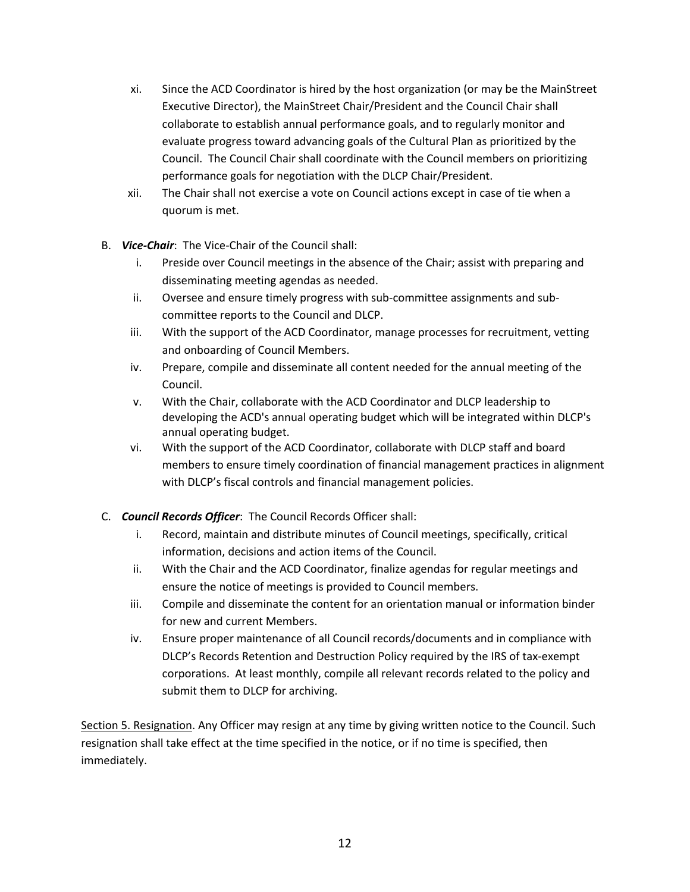xi. Since the ACD Coordinator is hired by the host organization (or may be the MainStreet Executive Director), the MainStreet Chair/President and the Council Chair shall collaborate to establish annual performance goals, and to regularly monitor and evaluate progress toward advancing goals of the Cultural Plan as prioritized by the Council. The Council Chair shall coordinate with the Council members on prioritizing performance goals for negotiation with the DLCP Chair/President.

xii. The Chair shall not exercise a vote on Council actions except in case of tie when a quorum is met.

B. ***Vice-Chair***: The Vice-Chair of the Council shall:

i. Preside over Council meetings in the absence of the Chair; assist with preparing and disseminating meeting agendas as needed.

ii. Oversee and ensure timely progress with sub-committee assignments and sub-committee reports to the Council and DLCP.

iii. With the support of the ACD Coordinator, manage processes for recruitment, vetting and onboarding of Council Members.

iv. Prepare, compile and disseminate all content needed for the annual meeting of the Council.

v. With the Chair, collaborate with the ACD Coordinator and DLCP leadership to developing the ACD's annual operating budget which will be integrated within DLCP's annual operating budget.

vi. With the support of the ACD Coordinator, collaborate with DLCP staff and board members to ensure timely coordination of financial management practices in alignment with DLCP's fiscal controls and financial management policies.

C. ***Council Records Officer***: The Council Records Officer shall:

i. Record, maintain and distribute minutes of Council meetings, specifically, critical information, decisions and action items of the Council.

ii. With the Chair and the ACD Coordinator, finalize agendas for regular meetings and ensure the notice of meetings is provided to Council members.

iii. Compile and disseminate the content for an orientation manual or information binder for new and current Members.

iv. Ensure proper maintenance of all Council records/documents and in compliance with DLCP's Records Retention and Destruction Policy required by the IRS of tax-exempt corporations. At least monthly, compile all relevant records related to the policy and submit them to DLCP for archiving.

<u>Section 5. Resignation</u>. Any Officer may resign at any time by giving written notice to the Council. Such resignation shall take effect at the time specified in the notice, or if no time is specified, then immediately.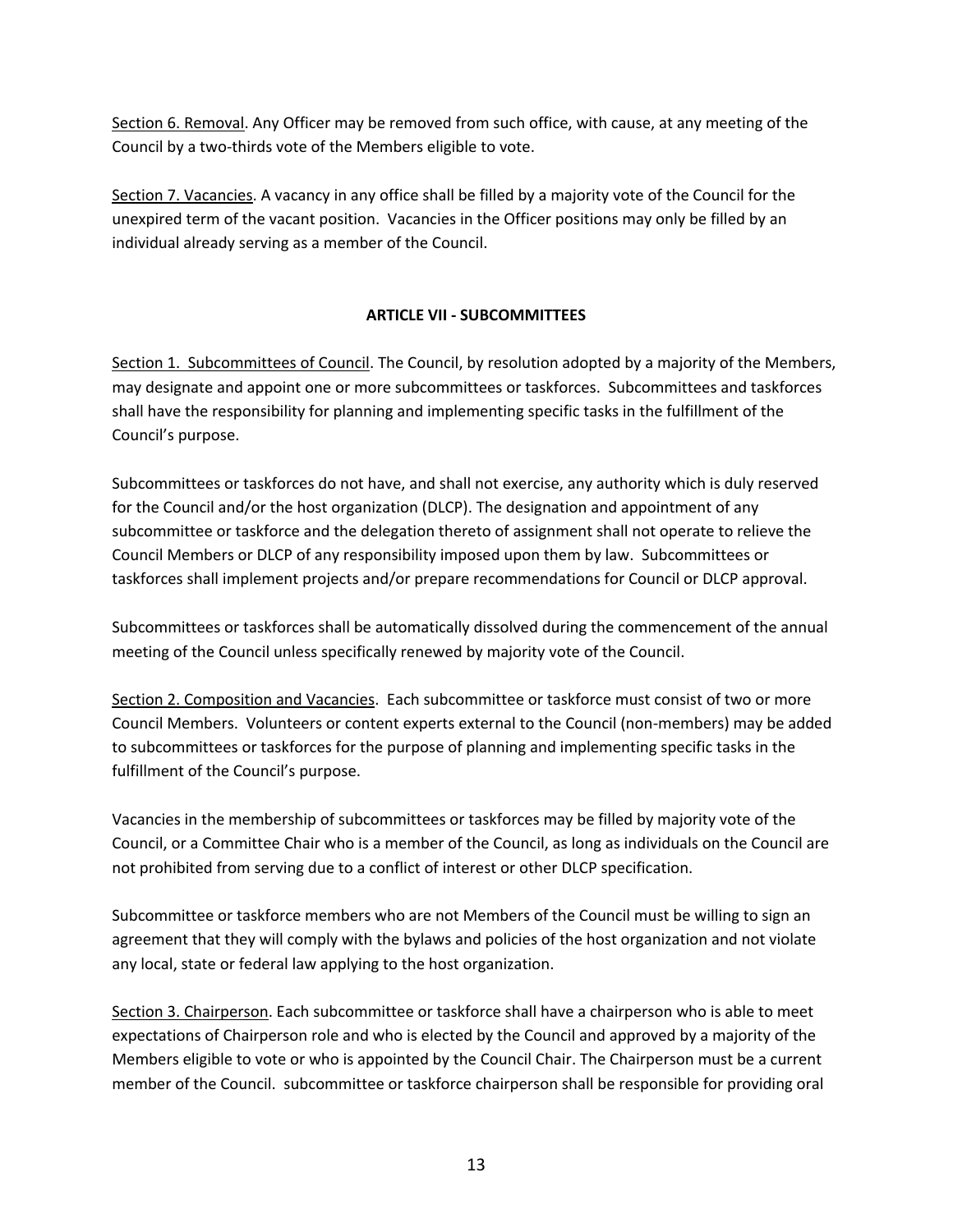Section 6. Removal. Any Officer may be removed from such office, with cause, at any meeting of the Council by a two-thirds vote of the Members eligible to vote.

Section 7. Vacancies. A vacancy in any office shall be filled by a majority vote of the Council for the unexpired term of the vacant position. Vacancies in the Officer positions may only be filled by an individual already serving as a member of the Council.

## ARTICLE VII - SUBCOMMITTEES

Section 1. Subcommittees of Council. The Council, by resolution adopted by a majority of the Members, may designate and appoint one or more subcommittees or taskforces. Subcommittees and taskforces shall have the responsibility for planning and implementing specific tasks in the fulfillment of the Council's purpose.

Subcommittees or taskforces do not have, and shall not exercise, any authority which is duly reserved for the Council and/or the host organization (DLCP). The designation and appointment of any subcommittee or taskforce and the delegation thereto of assignment shall not operate to relieve the Council Members or DLCP of any responsibility imposed upon them by law. Subcommittees or taskforces shall implement projects and/or prepare recommendations for Council or DLCP approval.

Subcommittees or taskforces shall be automatically dissolved during the commencement of the annual meeting of the Council unless specifically renewed by majority vote of the Council.

Section 2. Composition and Vacancies. Each subcommittee or taskforce must consist of two or more Council Members. Volunteers or content experts external to the Council (non-members) may be added to subcommittees or taskforces for the purpose of planning and implementing specific tasks in the fulfillment of the Council's purpose.

Vacancies in the membership of subcommittees or taskforces may be filled by majority vote of the Council, or a Committee Chair who is a member of the Council, as long as individuals on the Council are not prohibited from serving due to a conflict of interest or other DLCP specification.

Subcommittee or taskforce members who are not Members of the Council must be willing to sign an agreement that they will comply with the bylaws and policies of the host organization and not violate any local, state or federal law applying to the host organization.

Section 3. Chairperson. Each subcommittee or taskforce shall have a chairperson who is able to meet expectations of Chairperson role and who is elected by the Council and approved by a majority of the Members eligible to vote or who is appointed by the Council Chair. The Chairperson must be a current member of the Council. subcommittee or taskforce chairperson shall be responsible for providing oral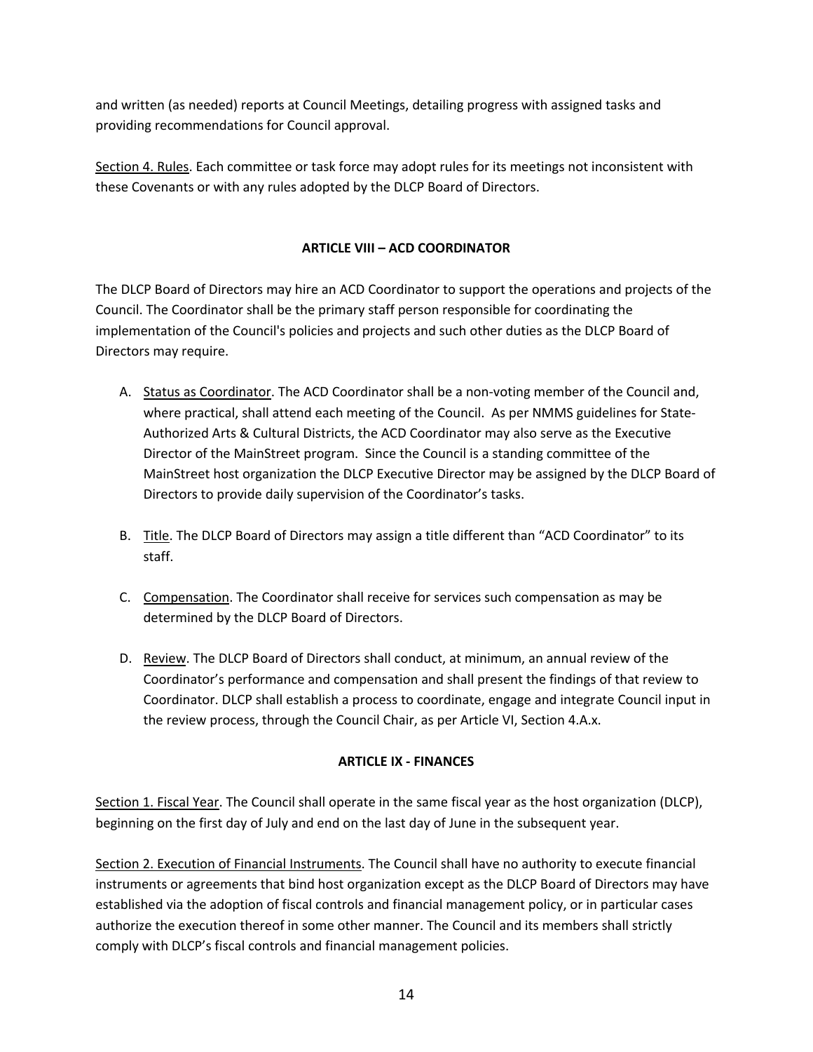and written (as needed) reports at Council Meetings, detailing progress with assigned tasks and providing recommendations for Council approval.

<u>Section 4. Rules</u>. Each committee or task force may adopt rules for its meetings not inconsistent with these Covenants or with any rules adopted by the DLCP Board of Directors.

## ARTICLE VIII – ACD COORDINATOR

The DLCP Board of Directors may hire an ACD Coordinator to support the operations and projects of the Council. The Coordinator shall be the primary staff person responsible for coordinating the implementation of the Council's policies and projects and such other duties as the DLCP Board of Directors may require.

A. <u>Status as Coordinator</u>. The ACD Coordinator shall be a non-voting member of the Council and, where practical, shall attend each meeting of the Council. As per NMMS guidelines for State-Authorized Arts & Cultural Districts, the ACD Coordinator may also serve as the Executive Director of the MainStreet program. Since the Council is a standing committee of the MainStreet host organization the DLCP Executive Director may be assigned by the DLCP Board of Directors to provide daily supervision of the Coordinator's tasks.

B. <u>Title</u>. The DLCP Board of Directors may assign a title different than "ACD Coordinator" to its staff.

C. <u>Compensation</u>. The Coordinator shall receive for services such compensation as may be determined by the DLCP Board of Directors.

D. <u>Review</u>. The DLCP Board of Directors shall conduct, at minimum, an annual review of the Coordinator's performance and compensation and shall present the findings of that review to Coordinator. DLCP shall establish a process to coordinate, engage and integrate Council input in the review process, through the Council Chair, as per Article VI, Section 4.A.x.

## ARTICLE IX - FINANCES

<u>Section 1. Fiscal Year</u>. The Council shall operate in the same fiscal year as the host organization (DLCP), beginning on the first day of July and end on the last day of June in the subsequent year.

<u>Section 2. Execution of Financial Instruments</u>. The Council shall have no authority to execute financial instruments or agreements that bind host organization except as the DLCP Board of Directors may have established via the adoption of fiscal controls and financial management policy, or in particular cases authorize the execution thereof in some other manner. The Council and its members shall strictly comply with DLCP's fiscal controls and financial management policies.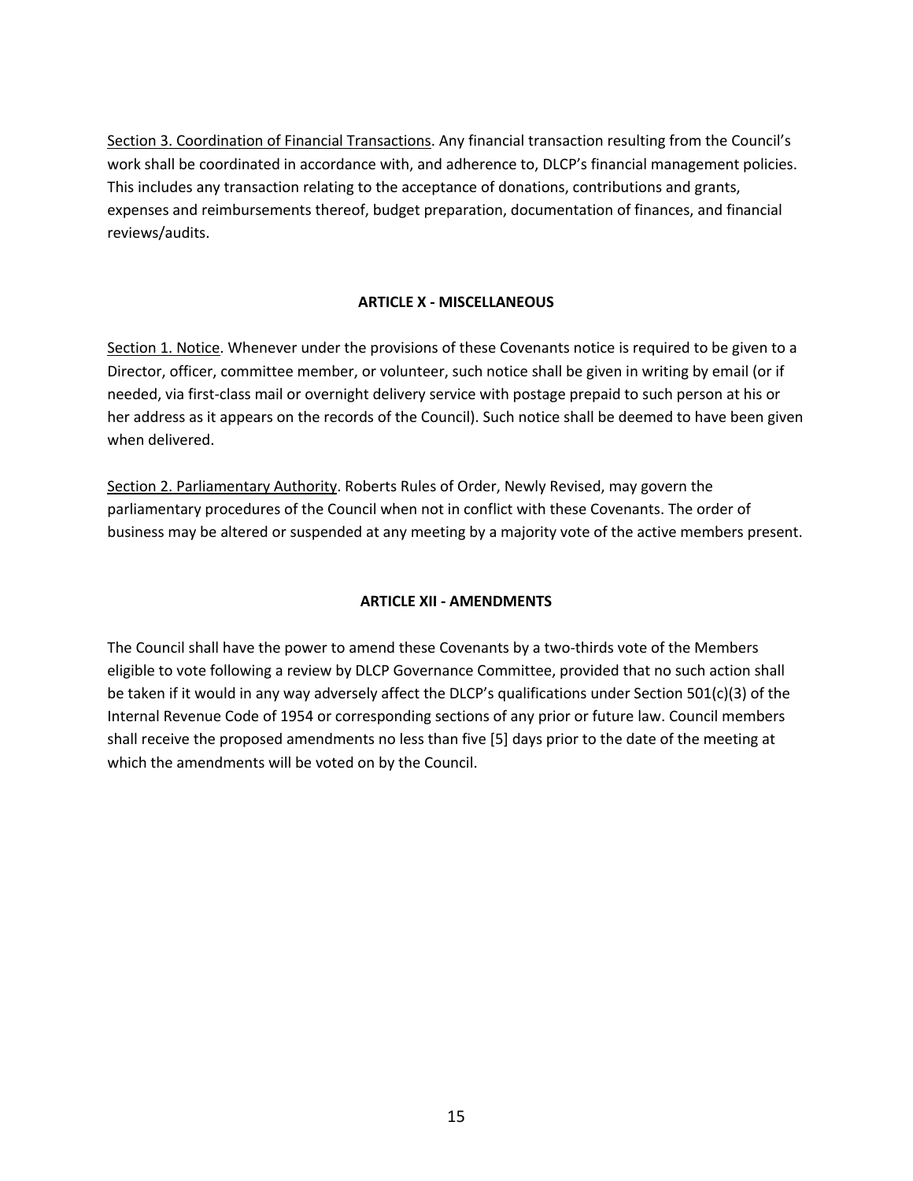<u>Section 3. Coordination of Financial Transactions</u>. Any financial transaction resulting from the Council's work shall be coordinated in accordance with, and adherence to, DLCP's financial management policies. This includes any transaction relating to the acceptance of donations, contributions and grants, expenses and reimbursements thereof, budget preparation, documentation of finances, and financial reviews/audits.

## ARTICLE X - MISCELLANEOUS

<u>Section 1. Notice</u>. Whenever under the provisions of these Covenants notice is required to be given to a Director, officer, committee member, or volunteer, such notice shall be given in writing by email (or if needed, via first-class mail or overnight delivery service with postage prepaid to such person at his or her address as it appears on the records of the Council). Such notice shall be deemed to have been given when delivered.

<u>Section 2. Parliamentary Authority</u>. Roberts Rules of Order, Newly Revised, may govern the parliamentary procedures of the Council when not in conflict with these Covenants. The order of business may be altered or suspended at any meeting by a majority vote of the active members present.

## ARTICLE XII - AMENDMENTS

The Council shall have the power to amend these Covenants by a two-thirds vote of the Members eligible to vote following a review by DLCP Governance Committee, provided that no such action shall be taken if it would in any way adversely affect the DLCP's qualifications under Section 501(c)(3) of the Internal Revenue Code of 1954 or corresponding sections of any prior or future law. Council members shall receive the proposed amendments no less than five [5] days prior to the date of the meeting at which the amendments will be voted on by the Council.